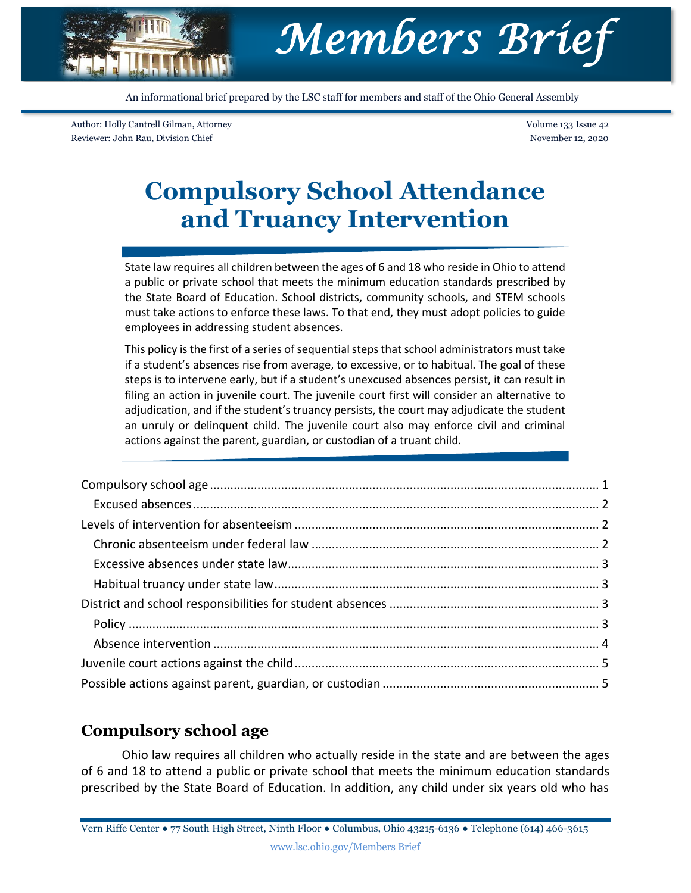# Members Brief

An informational brief prepared by the LSC staff for members and staff of the Ohio General Assembly

Author: Holly Cantrell Gilman, Attorney
Reviewer: John Rau, Division Chief

Volume 133 Issue 42
November 12, 2020

# Compulsory School Attendance and Truancy Intervention

State law requires all children between the ages of 6 and 18 who reside in Ohio to attend a public or private school that meets the minimum education standards prescribed by the State Board of Education. School districts, community schools, and STEM schools must take actions to enforce these laws. To that end, they must adopt policies to guide employees in addressing student absences.

This policy is the first of a series of sequential steps that school administrators must take if a student's absences rise from average, to excessive, or to habitual. The goal of these steps is to intervene early, but if a student's unexcused absences persist, it can result in filing an action in juvenile court. The juvenile court first will consider an alternative to adjudication, and if the student's truancy persists, the court may adjudicate the student an unruly or delinquent child. The juvenile court also may enforce civil and criminal actions against the parent, guardian, or custodian of a truant child.

- Compulsory school age ... 1
  - Excused absences ... 2
- Levels of intervention for absenteeism ... 2
  - Chronic absenteeism under federal law ... 2
  - Excessive absences under state law ... 3
  - Habitual truancy under state law ... 3
- District and school responsibilities for student absences ... 3
  - Policy ... 3
  - Absence intervention ... 4
- Juvenile court actions against the child ... 5
- Possible actions against parent, guardian, or custodian ... 5

## Compulsory school age

Ohio law requires all children who actually reside in the state and are between the ages of 6 and 18 to attend a public or private school that meets the minimum education standards prescribed by the State Board of Education. In addition, any child under six years old who has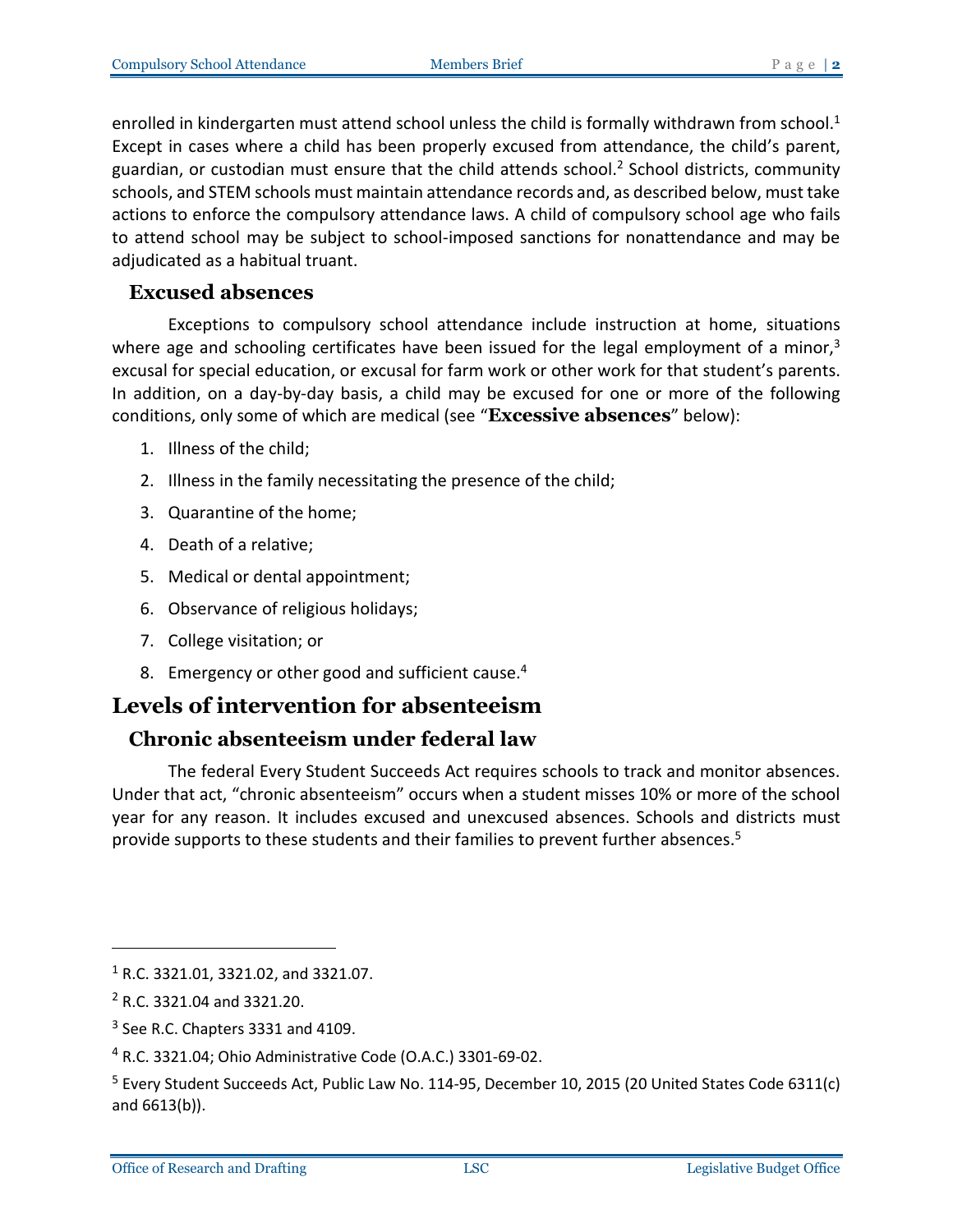enrolled in kindergarten must attend school unless the child is formally withdrawn from school.[1] Except in cases where a child has been properly excused from attendance, the child's parent, guardian, or custodian must ensure that the child attends school.[2] School districts, community schools, and STEM schools must maintain attendance records and, as described below, must take actions to enforce the compulsory attendance laws. A child of compulsory school age who fails to attend school may be subject to school-imposed sanctions for nonattendance and may be adjudicated as a habitual truant.

### Excused absences

Exceptions to compulsory school attendance include instruction at home, situations where age and schooling certificates have been issued for the legal employment of a minor,[3] excusal for special education, or excusal for farm work or other work for that student's parents. In addition, on a day-by-day basis, a child may be excused for one or more of the following conditions, only some of which are medical (see "**Excessive absences**" below):

1. Illness of the child;
2. Illness in the family necessitating the presence of the child;
3. Quarantine of the home;
4. Death of a relative;
5. Medical or dental appointment;
6. Observance of religious holidays;
7. College visitation; or
8. Emergency or other good and sufficient cause.[4]

## Levels of intervention for absenteeism

### Chronic absenteeism under federal law

The federal Every Student Succeeds Act requires schools to track and monitor absences. Under that act, "chronic absenteeism" occurs when a student misses 10% or more of the school year for any reason. It includes excused and unexcused absences. Schools and districts must provide supports to these students and their families to prevent further absences.[5]

---

[1] R.C. 3321.01, 3321.02, and 3321.07.

[2] R.C. 3321.04 and 3321.20.

[3] See R.C. Chapters 3331 and 4109.

[4] R.C. 3321.04; Ohio Administrative Code (O.A.C.) 3301-69-02.

[5] Every Student Succeeds Act, Public Law No. 114-95, December 10, 2015 (20 United States Code 6311(c) and 6613(b)).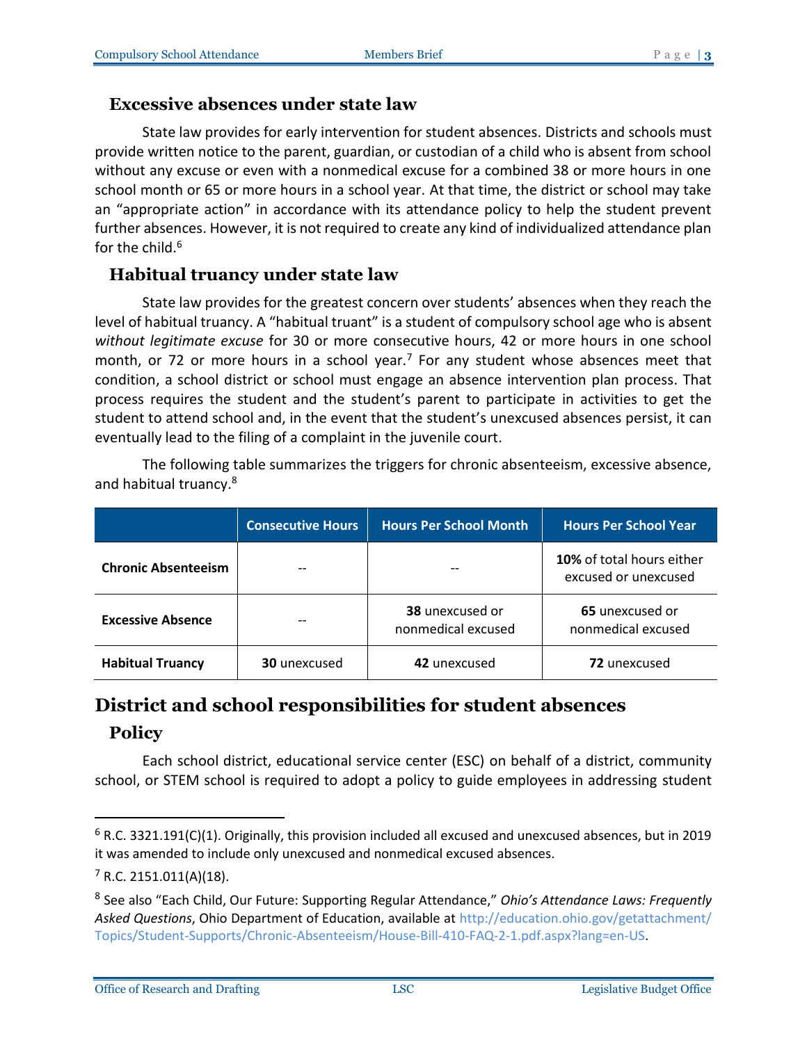### Excessive absences under state law

State law provides for early intervention for student absences. Districts and schools must provide written notice to the parent, guardian, or custodian of a child who is absent from school without any excuse or even with a nonmedical excuse for a combined 38 or more hours in one school month or 65 or more hours in a school year. At that time, the district or school may take an "appropriate action" in accordance with its attendance policy to help the student prevent further absences. However, it is not required to create any kind of individualized attendance plan for the child.[6]

### Habitual truancy under state law

State law provides for the greatest concern over students' absences when they reach the level of habitual truancy. A "habitual truant" is a student of compulsory school age who is absent *without legitimate excuse* for 30 or more consecutive hours, 42 or more hours in one school month, or 72 or more hours in a school year.[7] For any student whose absences meet that condition, a school district or school must engage an absence intervention plan process. That process requires the student and the student's parent to participate in activities to get the student to attend school and, in the event that the student's unexcused absences persist, it can eventually lead to the filing of a complaint in the juvenile court.

The following table summarizes the triggers for chronic absenteeism, excessive absence, and habitual truancy.[8]

| | Consecutive Hours | Hours Per School Month | Hours Per School Year |
|---|---|---|---|
| **Chronic Absenteeism** | -- | -- | **10%** of total hours either excused or unexcused |
| **Excessive Absence** | -- | **38** unexcused or nonmedical excused | **65** unexcused or nonmedical excused |
| **Habitual Truancy** | **30** unexcused | **42** unexcused | **72** unexcused |

## District and school responsibilities for student absences

### Policy

Each school district, educational service center (ESC) on behalf of a district, community school, or STEM school is required to adopt a policy to guide employees in addressing student

---

[6] R.C. 3321.191(C)(1). Originally, this provision included all excused and unexcused absences, but in 2019 it was amended to include only unexcused and nonmedical excused absences.

[7] R.C. 2151.011(A)(18).

[8] See also "Each Child, Our Future: Supporting Regular Attendance," *Ohio's Attendance Laws: Frequently Asked Questions*, Ohio Department of Education, available at http://education.ohio.gov/getattachment/Topics/Student-Supports/Chronic-Absenteeism/House-Bill-410-FAQ-2-1.pdf.aspx?lang=en-US.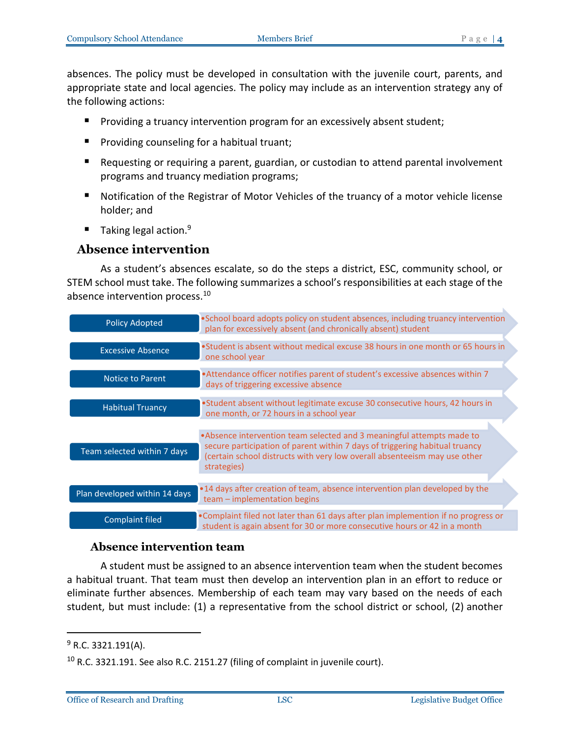absences. The policy must be developed in consultation with the juvenile court, parents, and appropriate state and local agencies. The policy may include as an intervention strategy any of the following actions:

- Providing a truancy intervention program for an excessively absent student;
- Providing counseling for a habitual truant;
- Requesting or requiring a parent, guardian, or custodian to attend parental involvement programs and truancy mediation programs;
- Notification of the Registrar of Motor Vehicles of the truancy of a motor vehicle license holder; and
- Taking legal action.[9]

## Absence intervention

As a student's absences escalate, so do the steps a district, ESC, community school, or STEM school must take. The following summarizes a school's responsibilities at each stage of the absence intervention process.[10]

| Stage | Description |
|---|---|
| Policy Adopted | School board adopts policy on student absences, including truancy intervention plan for excessively absent (and chronically absent) student |
| Excessive Absence | Student is absent without medical excuse 38 hours in one month or 65 hours in one school year |
| Notice to Parent | Attendance officer notifies parent of student's excessive absences within 7 days of triggering excessive absence |
| Habitual Truancy | Student absent without legitimate excuse 30 consecutive hours, 42 hours in one month, or 72 hours in a school year |
| Team selected within 7 days | Absence intervention team selected and 3 meaningful attempts made to secure participation of parent within 7 days of triggering habitual truancy (certain school distructs with very low overall absenteeism may use other strategies) |
| Plan developed within 14 days | 14 days after creation of team, absence intervention plan developed by the team – implementation begins |
| Complaint filed | Complaint filed not later than 61 days after plan implemention if no progress or student is again absent for 30 or more consecutive hours or 42 in a month |

### Absence intervention team

A student must be assigned to an absence intervention team when the student becomes a habitual truant. That team must then develop an intervention plan in an effort to reduce or eliminate further absences. Membership of each team may vary based on the needs of each student, but must include: (1) a representative from the school district or school, (2) another

---

[9] R.C. 3321.191(A).

[10] R.C. 3321.191. See also R.C. 2151.27 (filing of complaint in juvenile court).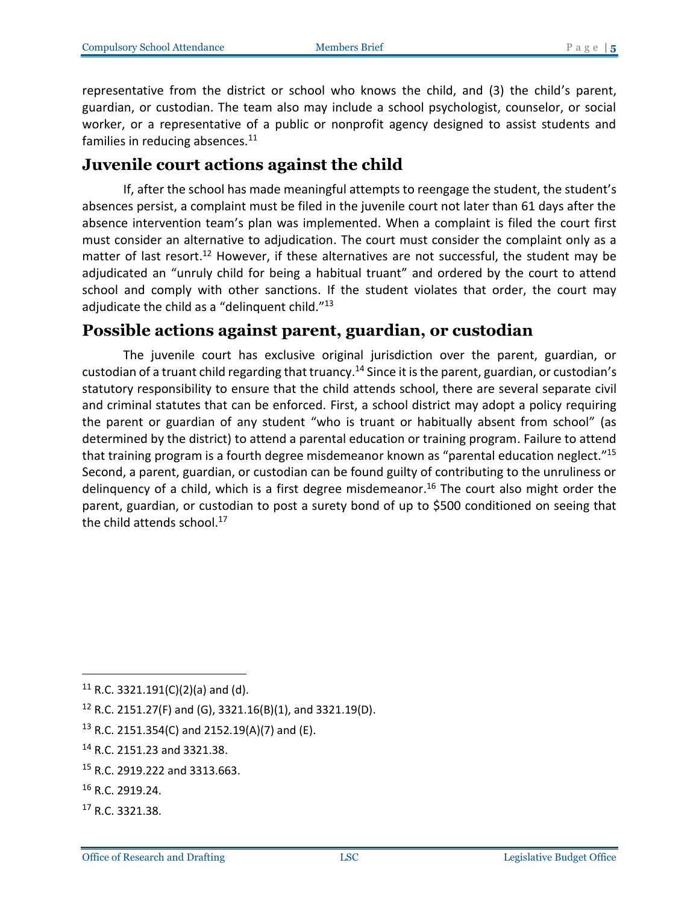representative from the district or school who knows the child, and (3) the child's parent, guardian, or custodian. The team also may include a school psychologist, counselor, or social worker, or a representative of a public or nonprofit agency designed to assist students and families in reducing absences.[11]

## Juvenile court actions against the child

If, after the school has made meaningful attempts to reengage the student, the student's absences persist, a complaint must be filed in the juvenile court not later than 61 days after the absence intervention team's plan was implemented. When a complaint is filed the court first must consider an alternative to adjudication. The court must consider the complaint only as a matter of last resort.[12] However, if these alternatives are not successful, the student may be adjudicated an "unruly child for being a habitual truant" and ordered by the court to attend school and comply with other sanctions. If the student violates that order, the court may adjudicate the child as a "delinquent child."[13]

## Possible actions against parent, guardian, or custodian

The juvenile court has exclusive original jurisdiction over the parent, guardian, or custodian of a truant child regarding that truancy.[14] Since it is the parent, guardian, or custodian's statutory responsibility to ensure that the child attends school, there are several separate civil and criminal statutes that can be enforced. First, a school district may adopt a policy requiring the parent or guardian of any student "who is truant or habitually absent from school" (as determined by the district) to attend a parental education or training program. Failure to attend that training program is a fourth degree misdemeanor known as "parental education neglect."[15] Second, a parent, guardian, or custodian can be found guilty of contributing to the unruliness or delinquency of a child, which is a first degree misdemeanor.[16] The court also might order the parent, guardian, or custodian to post a surety bond of up to $500 conditioned on seeing that the child attends school.[17]

---

[11] R.C. 3321.191(C)(2)(a) and (d).

[12] R.C. 2151.27(F) and (G), 3321.16(B)(1), and 3321.19(D).

[13] R.C. 2151.354(C) and 2152.19(A)(7) and (E).

[14] R.C. 2151.23 and 3321.38.

[15] R.C. 2919.222 and 3313.663.

[16] R.C. 2919.24.

[17] R.C. 3321.38.